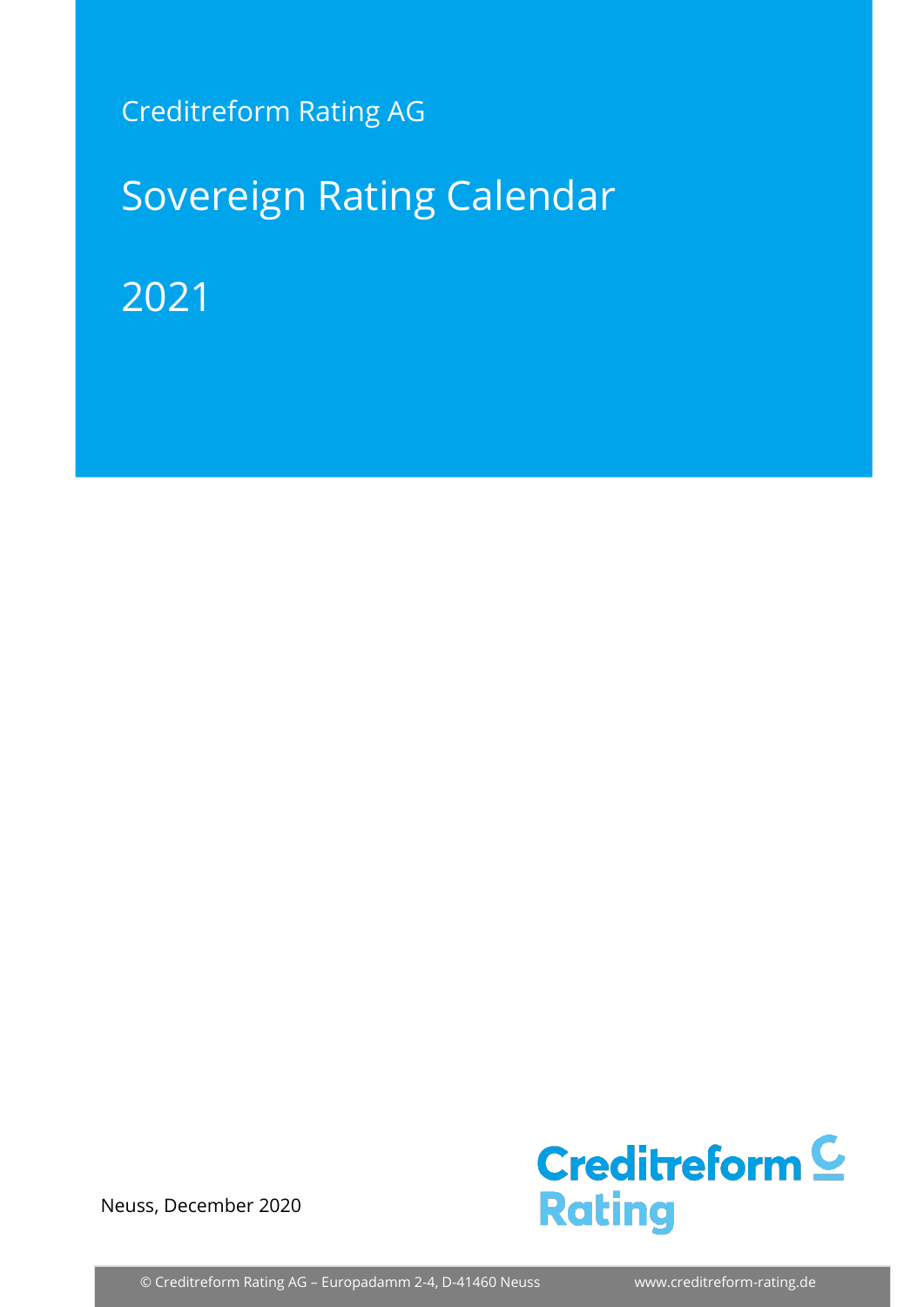Creditreform Rating AG

# Sovereign Rating Calendar

## 2021

Neuss, December 2020

© Creditreform Rating AG – Europadamm 2-4, D-41460 Neuss    www.creditreform-rating.de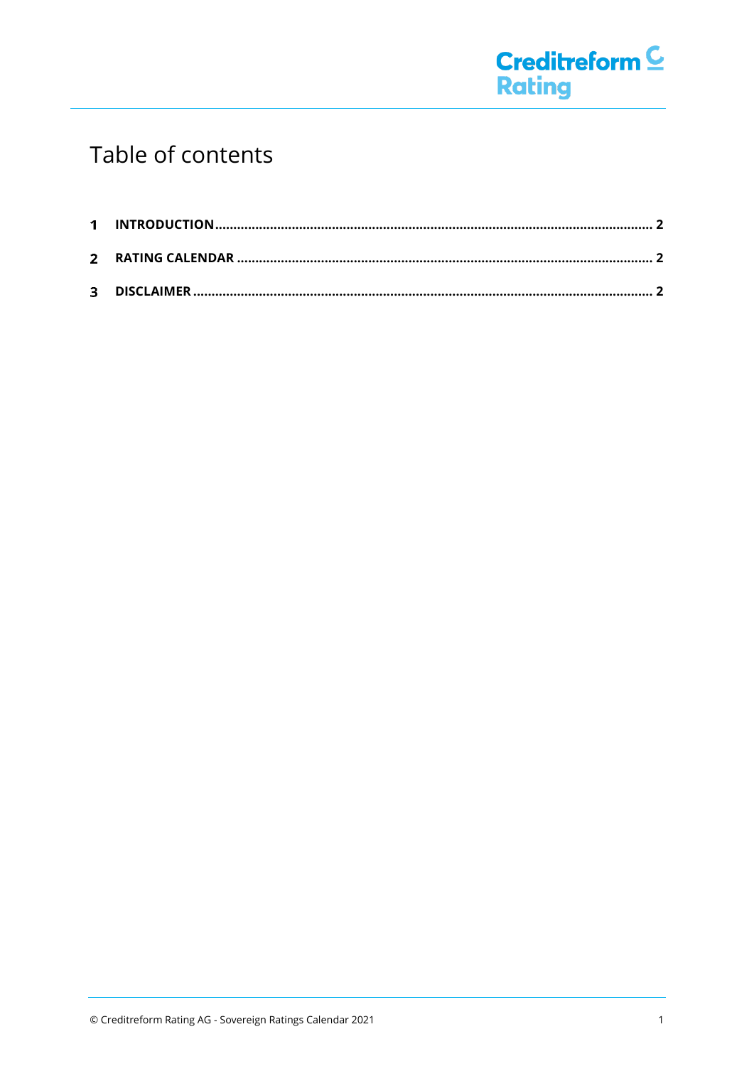# Table of contents

1 INTRODUCTION .......... 2

2 RATING CALENDAR .......... 2

3 DISCLAIMER .......... 2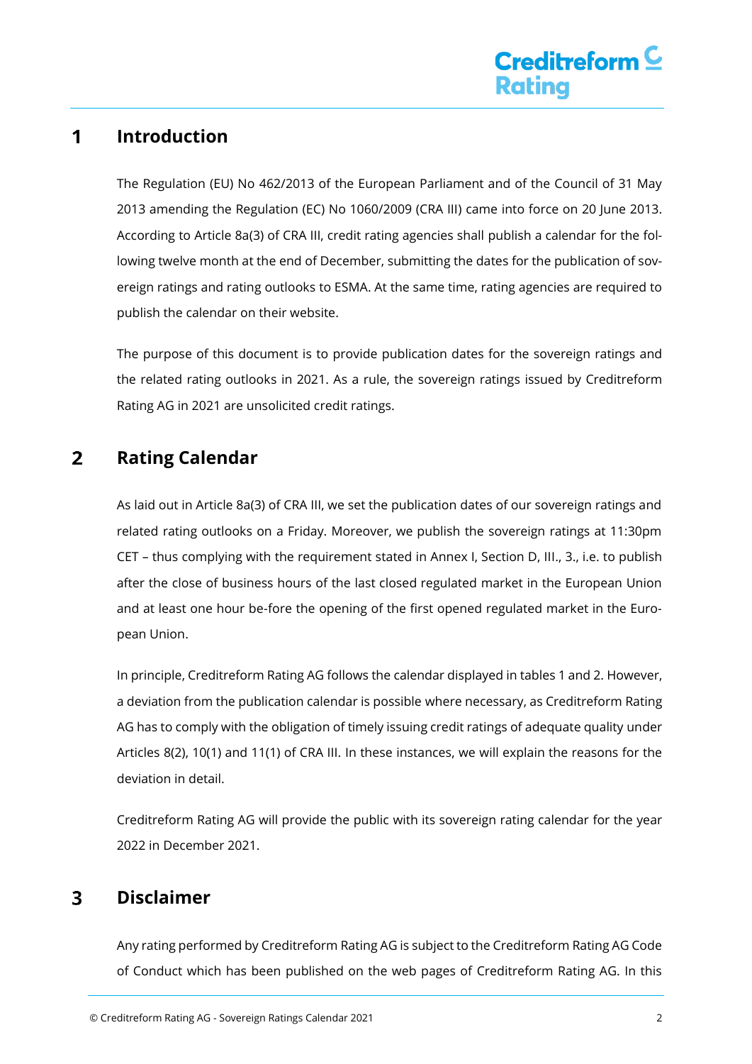# 1 Introduction

The Regulation (EU) No 462/2013 of the European Parliament and of the Council of 31 May 2013 amending the Regulation (EC) No 1060/2009 (CRA III) came into force on 20 June 2013. According to Article 8a(3) of CRA III, credit rating agencies shall publish a calendar for the following twelve month at the end of December, submitting the dates for the publication of sovereign ratings and rating outlooks to ESMA. At the same time, rating agencies are required to publish the calendar on their website.

The purpose of this document is to provide publication dates for the sovereign ratings and the related rating outlooks in 2021. As a rule, the sovereign ratings issued by Creditreform Rating AG in 2021 are unsolicited credit ratings.

# 2 Rating Calendar

As laid out in Article 8a(3) of CRA III, we set the publication dates of our sovereign ratings and related rating outlooks on a Friday. Moreover, we publish the sovereign ratings at 11:30pm CET – thus complying with the requirement stated in Annex I, Section D, III., 3., i.e. to publish after the close of business hours of the last closed regulated market in the European Union and at least one hour be-fore the opening of the first opened regulated market in the European Union.

In principle, Creditreform Rating AG follows the calendar displayed in tables 1 and 2. However, a deviation from the publication calendar is possible where necessary, as Creditreform Rating AG has to comply with the obligation of timely issuing credit ratings of adequate quality under Articles 8(2), 10(1) and 11(1) of CRA III. In these instances, we will explain the reasons for the deviation in detail.

Creditreform Rating AG will provide the public with its sovereign rating calendar for the year 2022 in December 2021.

# 3 Disclaimer

Any rating performed by Creditreform Rating AG is subject to the Creditreform Rating AG Code of Conduct which has been published on the web pages of Creditreform Rating AG. In this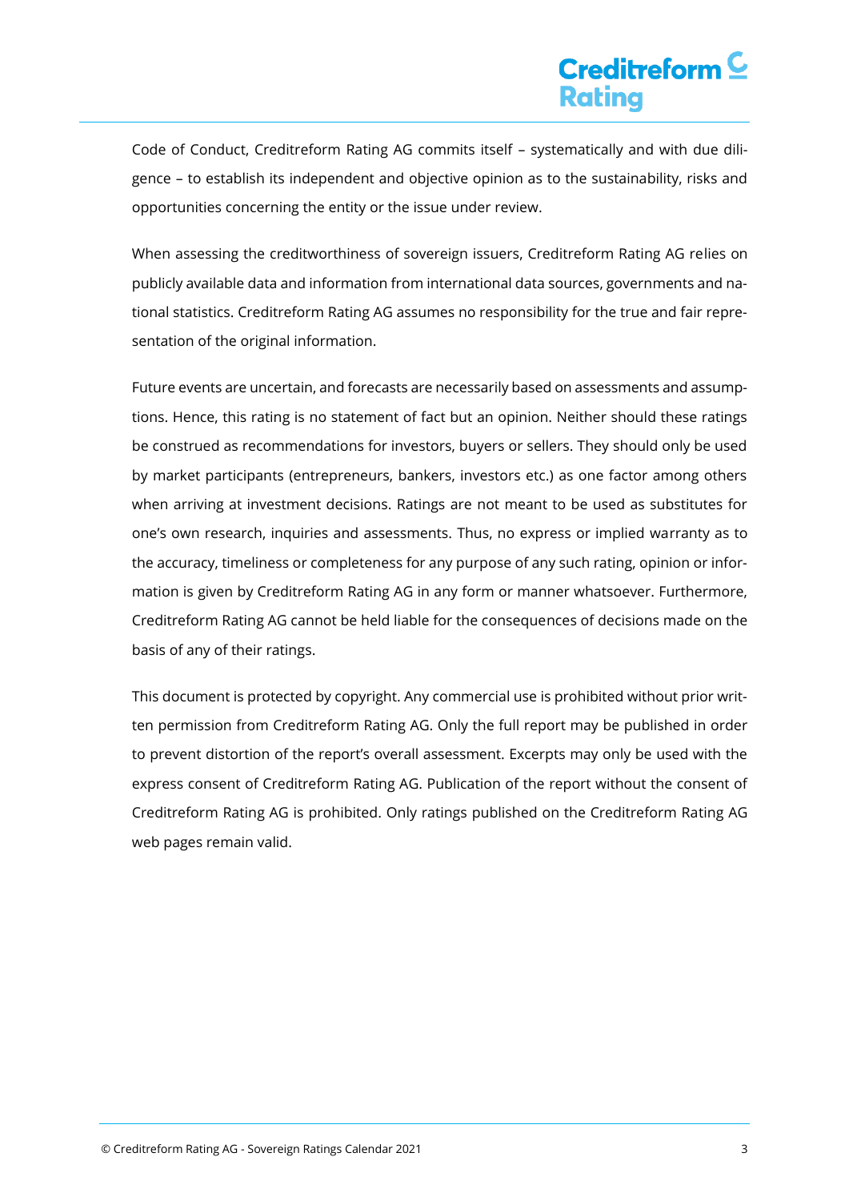Code of Conduct, Creditreform Rating AG commits itself – systematically and with due diligence – to establish its independent and objective opinion as to the sustainability, risks and opportunities concerning the entity or the issue under review.

When assessing the creditworthiness of sovereign issuers, Creditreform Rating AG relies on publicly available data and information from international data sources, governments and national statistics. Creditreform Rating AG assumes no responsibility for the true and fair representation of the original information.

Future events are uncertain, and forecasts are necessarily based on assessments and assumptions. Hence, this rating is no statement of fact but an opinion. Neither should these ratings be construed as recommendations for investors, buyers or sellers. They should only be used by market participants (entrepreneurs, bankers, investors etc.) as one factor among others when arriving at investment decisions. Ratings are not meant to be used as substitutes for one's own research, inquiries and assessments. Thus, no express or implied warranty as to the accuracy, timeliness or completeness for any purpose of any such rating, opinion or information is given by Creditreform Rating AG in any form or manner whatsoever. Furthermore, Creditreform Rating AG cannot be held liable for the consequences of decisions made on the basis of any of their ratings.

This document is protected by copyright. Any commercial use is prohibited without prior written permission from Creditreform Rating AG. Only the full report may be published in order to prevent distortion of the report's overall assessment. Excerpts may only be used with the express consent of Creditreform Rating AG. Publication of the report without the consent of Creditreform Rating AG is prohibited. Only ratings published on the Creditreform Rating AG web pages remain valid.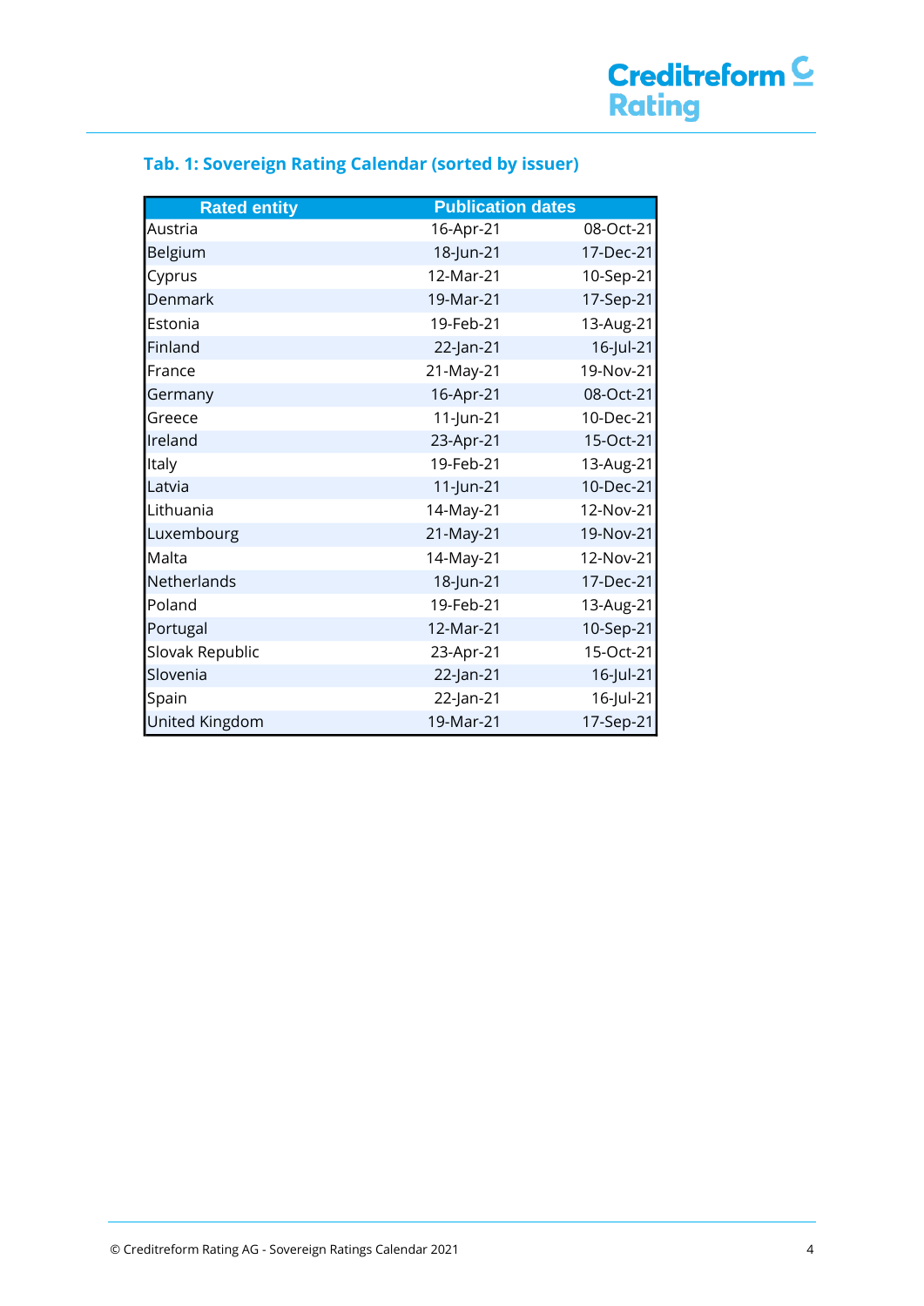## Tab. 1: Sovereign Rating Calendar (sorted by issuer)

| Rated entity | Publication dates | |
|---|---|---|
| Austria | 16-Apr-21 | 08-Oct-21 |
| Belgium | 18-Jun-21 | 17-Dec-21 |
| Cyprus | 12-Mar-21 | 10-Sep-21 |
| Denmark | 19-Mar-21 | 17-Sep-21 |
| Estonia | 19-Feb-21 | 13-Aug-21 |
| Finland | 22-Jan-21 | 16-Jul-21 |
| France | 21-May-21 | 19-Nov-21 |
| Germany | 16-Apr-21 | 08-Oct-21 |
| Greece | 11-Jun-21 | 10-Dec-21 |
| Ireland | 23-Apr-21 | 15-Oct-21 |
| Italy | 19-Feb-21 | 13-Aug-21 |
| Latvia | 11-Jun-21 | 10-Dec-21 |
| Lithuania | 14-May-21 | 12-Nov-21 |
| Luxembourg | 21-May-21 | 19-Nov-21 |
| Malta | 14-May-21 | 12-Nov-21 |
| Netherlands | 18-Jun-21 | 17-Dec-21 |
| Poland | 19-Feb-21 | 13-Aug-21 |
| Portugal | 12-Mar-21 | 10-Sep-21 |
| Slovak Republic | 23-Apr-21 | 15-Oct-21 |
| Slovenia | 22-Jan-21 | 16-Jul-21 |
| Spain | 22-Jan-21 | 16-Jul-21 |
| United Kingdom | 19-Mar-21 | 17-Sep-21 |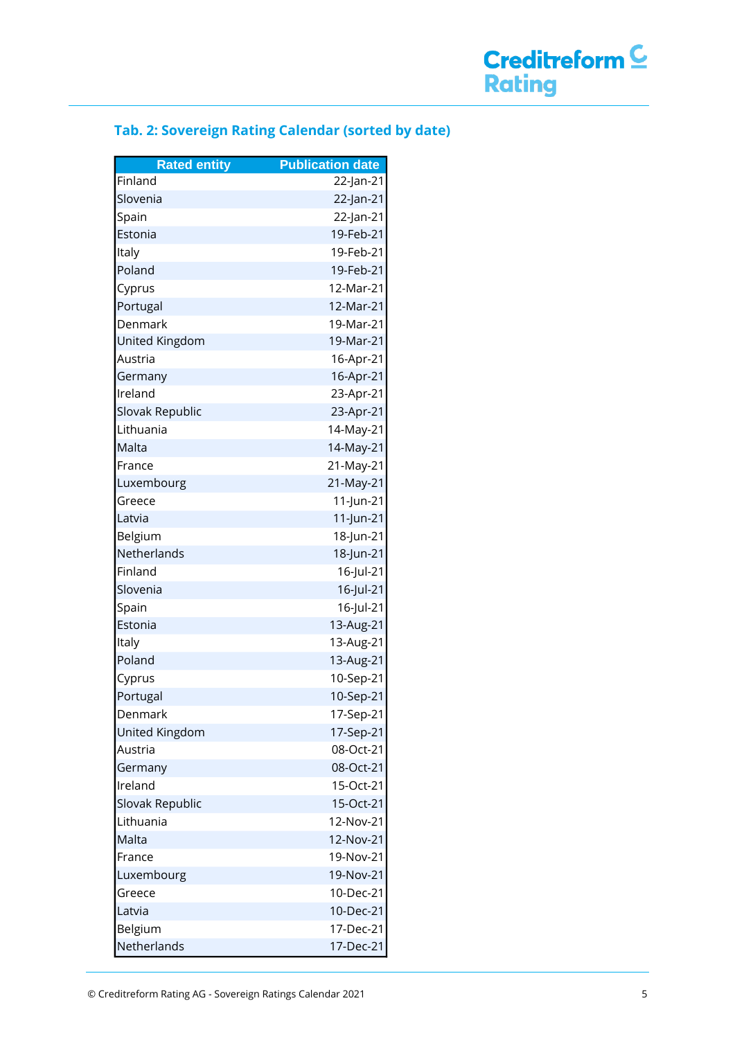## Tab. 2: Sovereign Rating Calendar (sorted by date)

| Rated entity | Publication date |
|---|---|
| Finland | 22-Jan-21 |
| Slovenia | 22-Jan-21 |
| Spain | 22-Jan-21 |
| Estonia | 19-Feb-21 |
| Italy | 19-Feb-21 |
| Poland | 19-Feb-21 |
| Cyprus | 12-Mar-21 |
| Portugal | 12-Mar-21 |
| Denmark | 19-Mar-21 |
| United Kingdom | 19-Mar-21 |
| Austria | 16-Apr-21 |
| Germany | 16-Apr-21 |
| Ireland | 23-Apr-21 |
| Slovak Republic | 23-Apr-21 |
| Lithuania | 14-May-21 |
| Malta | 14-May-21 |
| France | 21-May-21 |
| Luxembourg | 21-May-21 |
| Greece | 11-Jun-21 |
| Latvia | 11-Jun-21 |
| Belgium | 18-Jun-21 |
| Netherlands | 18-Jun-21 |
| Finland | 16-Jul-21 |
| Slovenia | 16-Jul-21 |
| Spain | 16-Jul-21 |
| Estonia | 13-Aug-21 |
| Italy | 13-Aug-21 |
| Poland | 13-Aug-21 |
| Cyprus | 10-Sep-21 |
| Portugal | 10-Sep-21 |
| Denmark | 17-Sep-21 |
| United Kingdom | 17-Sep-21 |
| Austria | 08-Oct-21 |
| Germany | 08-Oct-21 |
| Ireland | 15-Oct-21 |
| Slovak Republic | 15-Oct-21 |
| Lithuania | 12-Nov-21 |
| Malta | 12-Nov-21 |
| France | 19-Nov-21 |
| Luxembourg | 19-Nov-21 |
| Greece | 10-Dec-21 |
| Latvia | 10-Dec-21 |
| Belgium | 17-Dec-21 |
| Netherlands | 17-Dec-21 |